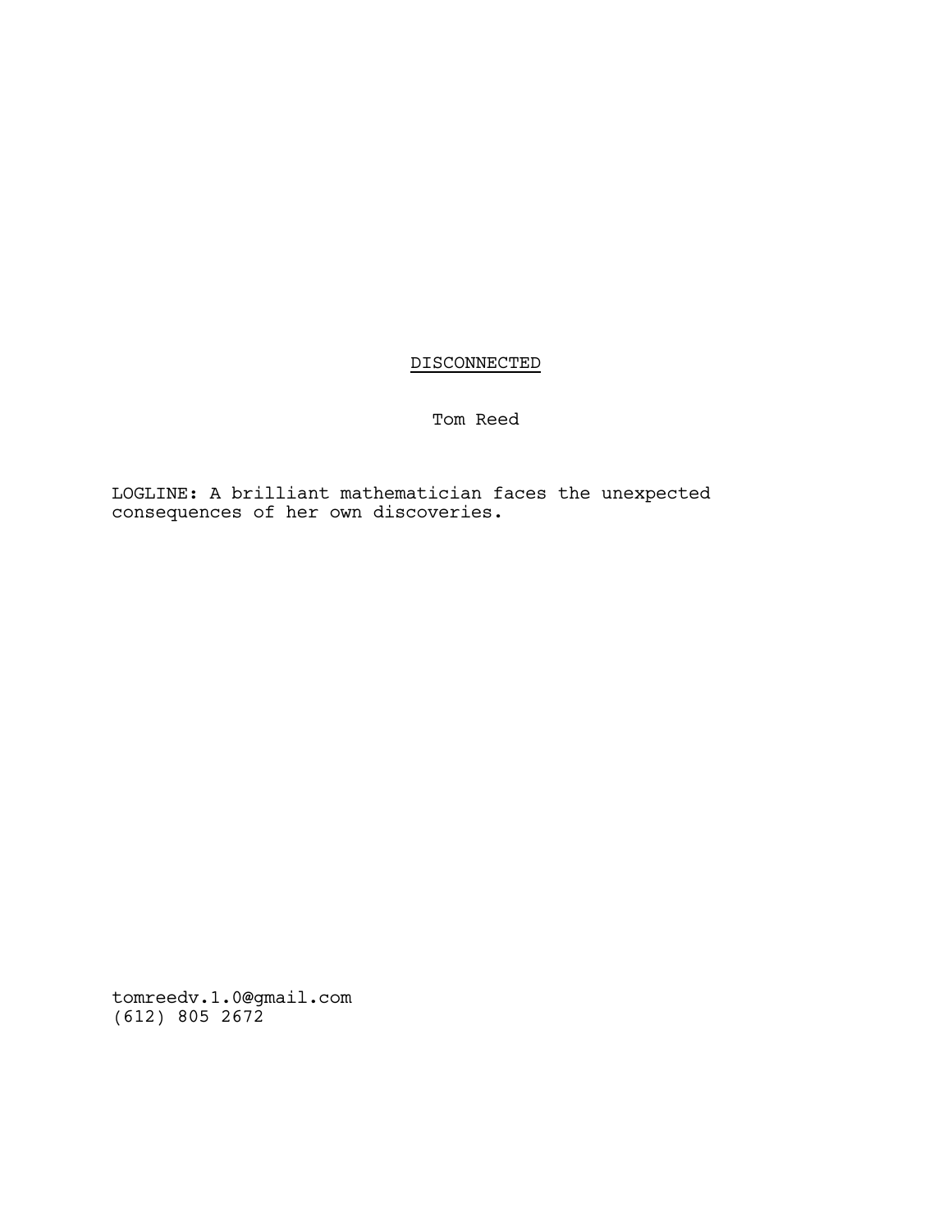# DISCONNECTED

Tom Reed

LOGLINE: A brilliant mathematician faces the unexpected consequences of her own discoveries.

tomreedv.1.0@gmail.com
(612) 805 2672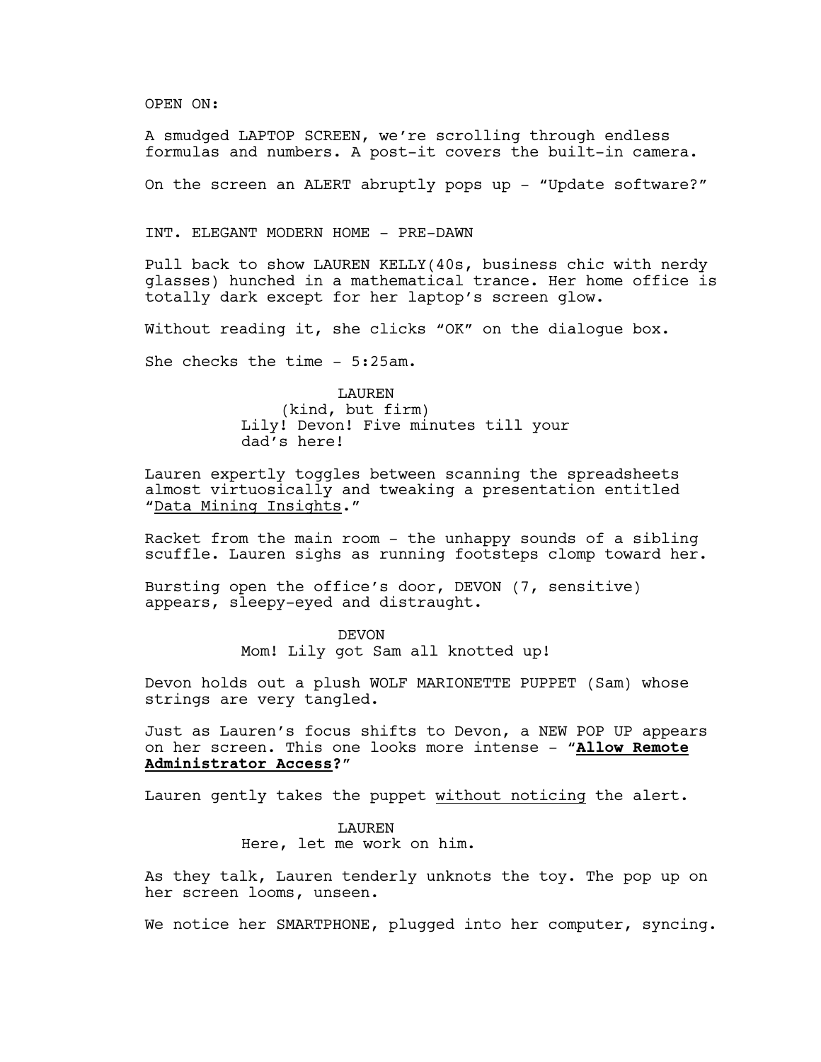OPEN ON:

A smudged LAPTOP SCREEN, we're scrolling through endless formulas and numbers. A post-it covers the built-in camera.

On the screen an ALERT abruptly pops up - "Update software?"

INT. ELEGANT MODERN HOME - PRE-DAWN

Pull back to show LAUREN KELLY(40s, business chic with nerdy glasses) hunched in a mathematical trance. Her home office is totally dark except for her laptop's screen glow.

Without reading it, she clicks "OK" on the dialogue box.

She checks the time - 5:25am.

LAUREN
(kind, but firm)
Lily! Devon! Five minutes till your dad's here!

Lauren expertly toggles between scanning the spreadsheets almost virtuosically and tweaking a presentation entitled "<u>Data Mining Insights</u>."

Racket from the main room - the unhappy sounds of a sibling scuffle. Lauren sighs as running footsteps clomp toward her.

Bursting open the office's door, DEVON (7, sensitive) appears, sleepy-eyed and distraught.

DEVON
Mom! Lily got Sam all knotted up!

Devon holds out a plush WOLF MARIONETTE PUPPET (Sam) whose strings are very tangled.

Just as Lauren's focus shifts to Devon, a NEW POP UP appears on her screen. This one looks more intense - "**<u>Allow Remote Administrator Access</u>?**"

Lauren gently takes the puppet <u>without noticing</u> the alert.

LAUREN
Here, let me work on him.

As they talk, Lauren tenderly unknots the toy. The pop up on her screen looms, unseen.

We notice her SMARTPHONE, plugged into her computer, syncing.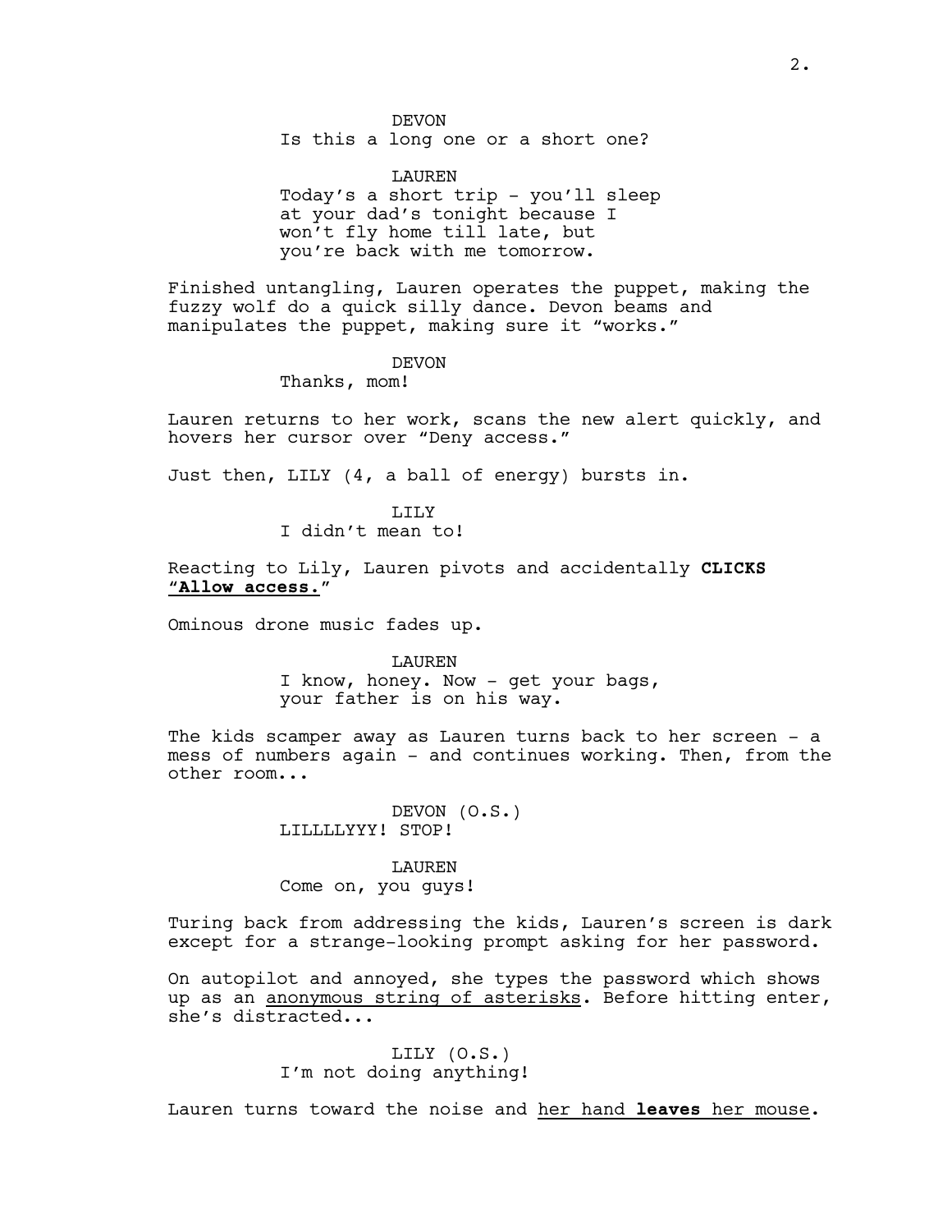DEVON
Is this a long one or a short one?

LAUREN
Today's a short trip - you'll sleep at your dad's tonight because I won't fly home till late, but you're back with me tomorrow.

Finished untangling, Lauren operates the puppet, making the fuzzy wolf do a quick silly dance. Devon beams and manipulates the puppet, making sure it "works."

DEVON
Thanks, mom!

Lauren returns to her work, scans the new alert quickly, and hovers her cursor over "Deny access."

Just then, LILY (4, a ball of energy) bursts in.

LILY
I didn't mean to!

Reacting to Lily, Lauren pivots and accidentally **CLICKS** "<u>**Allow access.**</u>"

Ominous drone music fades up.

LAUREN
I know, honey. Now - get your bags, your father is on his way.

The kids scamper away as Lauren turns back to her screen - a mess of numbers again - and continues working. Then, from the other room...

DEVON (O.S.)
LILLLLYYY! STOP!

LAUREN
Come on, you guys!

Turing back from addressing the kids, Lauren's screen is dark except for a strange-looking prompt asking for her password.

On autopilot and annoyed, she types the password which shows up as an <u>anonymous string of asterisks</u>. Before hitting enter, she's distracted...

LILY (O.S.)
I'm not doing anything!

Lauren turns toward the noise and <u>her hand **leaves** her mouse</u>.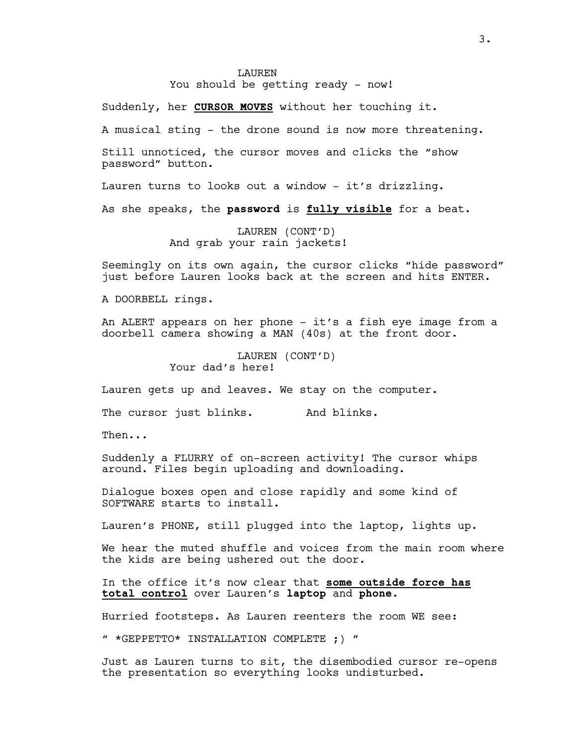LAUREN

You should be getting ready - now!

Suddenly, her **CURSOR MOVES** without her touching it.

A musical sting - the drone sound is now more threatening.

Still unnoticed, the cursor moves and clicks the "show password" button.

Lauren turns to looks out a window - it's drizzling.

As she speaks, the **password** is **fully visible** for a beat.

LAUREN (CONT'D)

And grab your rain jackets!

Seemingly on its own again, the cursor clicks "hide password" just before Lauren looks back at the screen and hits ENTER.

A DOORBELL rings.

An ALERT appears on her phone - it's a fish eye image from a doorbell camera showing a MAN (40s) at the front door.

LAUREN (CONT'D)

Your dad's here!

Lauren gets up and leaves. We stay on the computer.

The cursor just blinks. And blinks.

Then...

Suddenly a FLURRY of on-screen activity! The cursor whips around. Files begin uploading and downloading.

Dialogue boxes open and close rapidly and some kind of SOFTWARE starts to install.

Lauren's PHONE, still plugged into the laptop, lights up.

We hear the muted shuffle and voices from the main room where the kids are being ushered out the door.

In the office it's now clear that **some outside force has total control** over Lauren's **laptop** and **phone**.

Hurried footsteps. As Lauren reenters the room WE see:

" *GEPPETTO* INSTALLATION COMPLETE ;) "

Just as Lauren turns to sit, the disembodied cursor re-opens the presentation so everything looks undisturbed.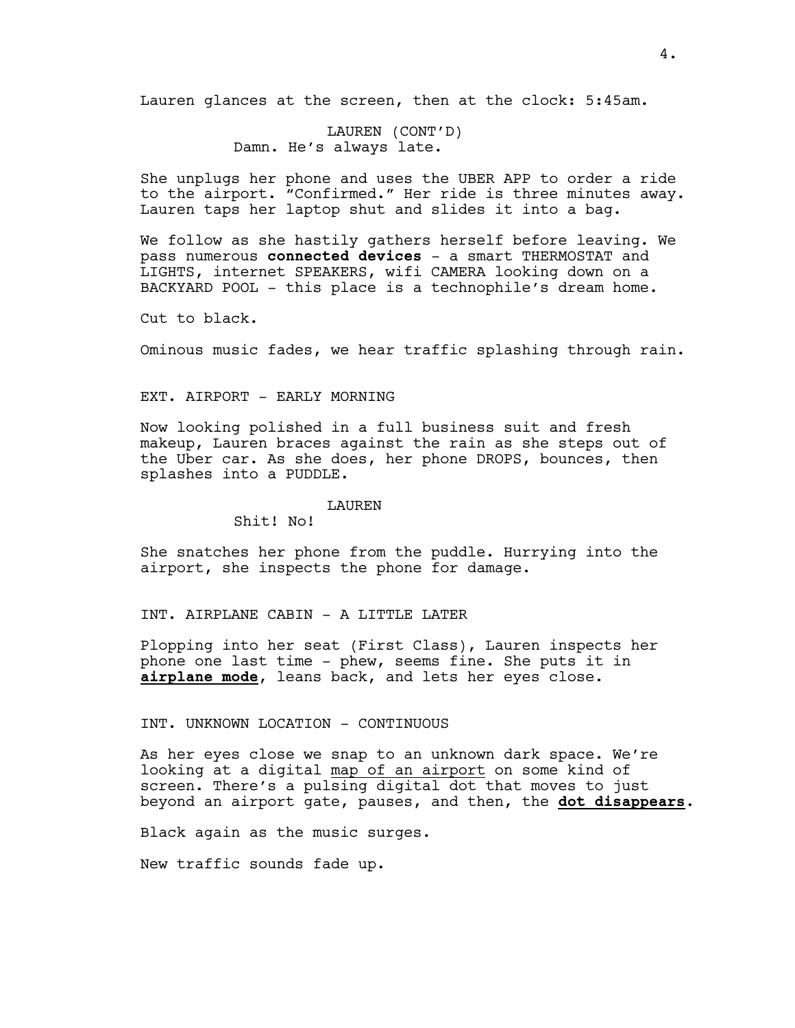Lauren glances at the screen, then at the clock: 5:45am.

LAUREN (CONT'D)
Damn. He's always late.

She unplugs her phone and uses the UBER APP to order a ride to the airport. "Confirmed." Her ride is three minutes away. Lauren taps her laptop shut and slides it into a bag.

We follow as she hastily gathers herself before leaving. We pass numerous **connected devices** - a smart THERMOSTAT and LIGHTS, internet SPEAKERS, wifi CAMERA looking down on a BACKYARD POOL - this place is a technophile's dream home.

Cut to black.

Ominous music fades, we hear traffic splashing through rain.

EXT. AIRPORT - EARLY MORNING

Now looking polished in a full business suit and fresh makeup, Lauren braces against the rain as she steps out of the Uber car. As she does, her phone DROPS, bounces, then splashes into a PUDDLE.

LAUREN
Shit! No!

She snatches her phone from the puddle. Hurrying into the airport, she inspects the phone for damage.

INT. AIRPLANE CABIN - A LITTLE LATER

Plopping into her seat (First Class), Lauren inspects her phone one last time - phew, seems fine. She puts it in **airplane mode**, leans back, and lets her eyes close.

INT. UNKNOWN LOCATION - CONTINUOUS

As her eyes close we snap to an unknown dark space. We're looking at a digital map of an airport on some kind of screen. There's a pulsing digital dot that moves to just beyond an airport gate, pauses, and then, the **dot disappears**.

Black again as the music surges.

New traffic sounds fade up.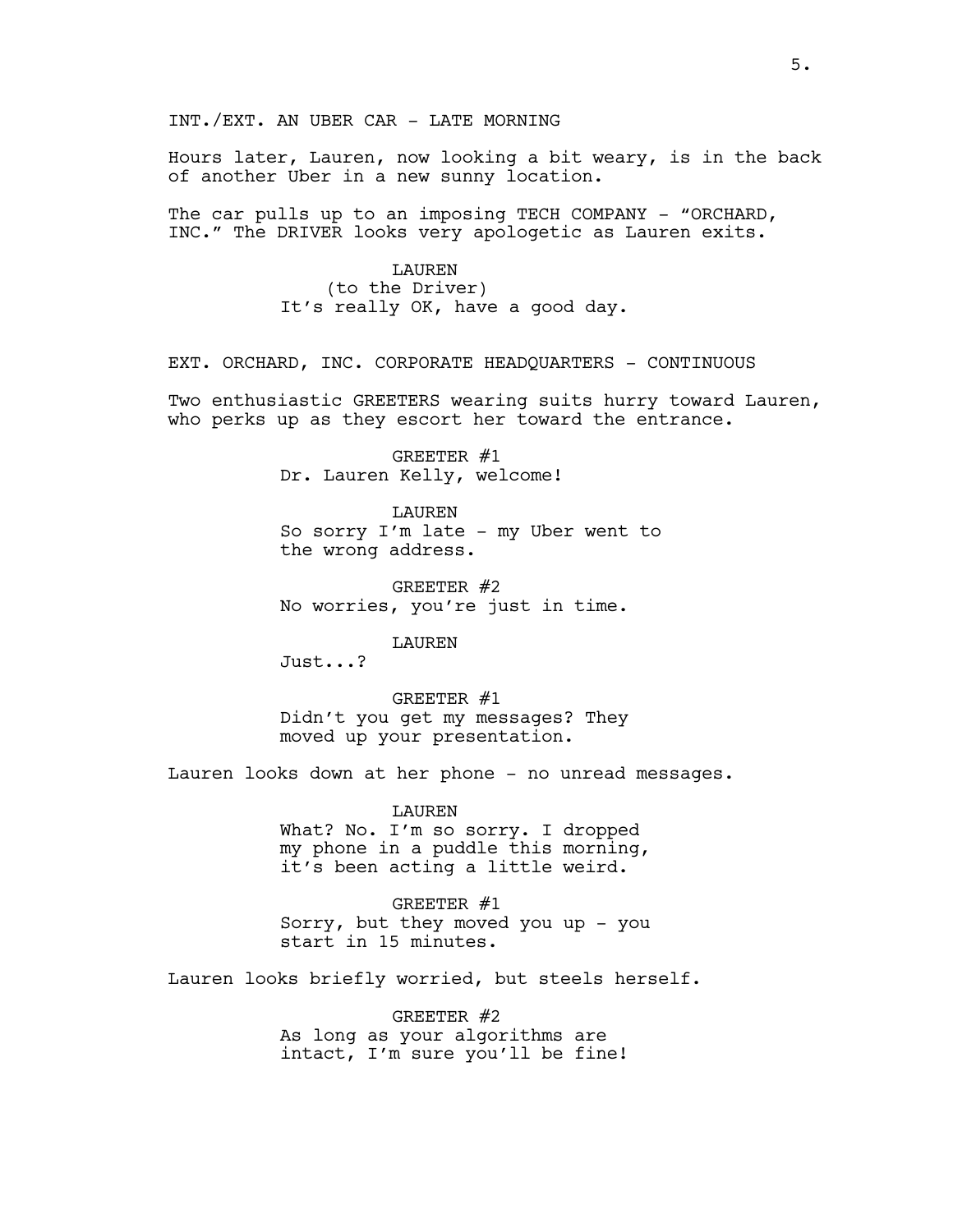INT./EXT. AN UBER CAR - LATE MORNING

Hours later, Lauren, now looking a bit weary, is in the back of another Uber in a new sunny location.

The car pulls up to an imposing TECH COMPANY - "ORCHARD, INC." The DRIVER looks very apologetic as Lauren exits.

LAUREN
(to the Driver)
It's really OK, have a good day.

EXT. ORCHARD, INC. CORPORATE HEADQUARTERS - CONTINUOUS

Two enthusiastic GREETERS wearing suits hurry toward Lauren, who perks up as they escort her toward the entrance.

GREETER #1
Dr. Lauren Kelly, welcome!

LAUREN
So sorry I'm late - my Uber went to the wrong address.

GREETER #2
No worries, you're just in time.

LAUREN
Just...?

GREETER #1
Didn't you get my messages? They moved up your presentation.

Lauren looks down at her phone - no unread messages.

LAUREN
What? No. I'm so sorry. I dropped my phone in a puddle this morning, it's been acting a little weird.

GREETER #1
Sorry, but they moved you up - you start in 15 minutes.

Lauren looks briefly worried, but steels herself.

GREETER #2
As long as your algorithms are intact, I'm sure you'll be fine!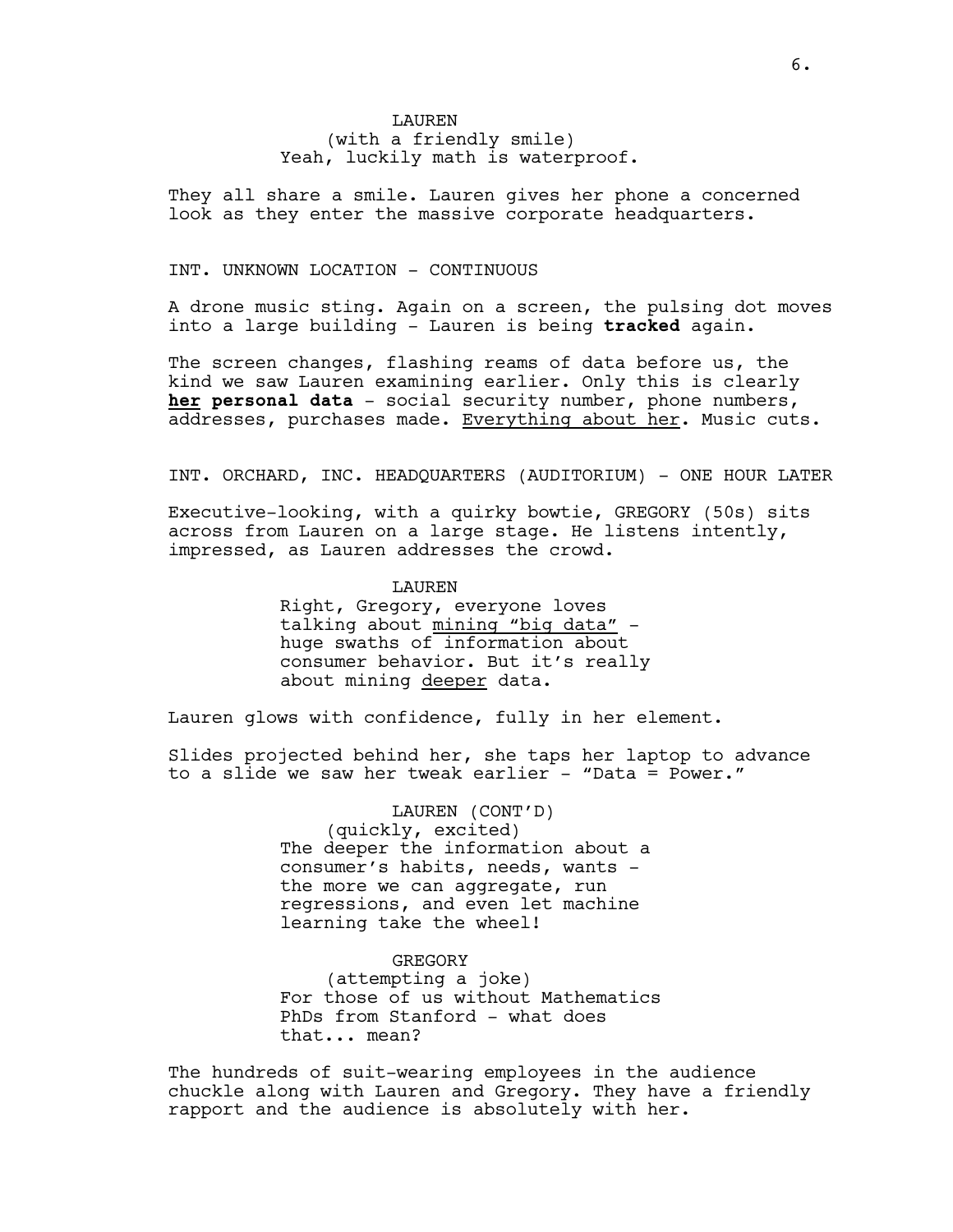LAUREN
(with a friendly smile)
Yeah, luckily math is waterproof.

They all share a smile. Lauren gives her phone a concerned look as they enter the massive corporate headquarters.

INT. UNKNOWN LOCATION - CONTINUOUS

A drone music sting. Again on a screen, the pulsing dot moves into a large building - Lauren is being **tracked** again.

The screen changes, flashing reams of data before us, the kind we saw Lauren examining earlier. Only this is clearly **<u>her</u> personal data** - social security number, phone numbers, addresses, purchases made. <u>Everything about her</u>. Music cuts.

INT. ORCHARD, INC. HEADQUARTERS (AUDITORIUM) - ONE HOUR LATER

Executive-looking, with a quirky bowtie, GREGORY (50s) sits across from Lauren on a large stage. He listens intently, impressed, as Lauren addresses the crowd.

LAUREN
Right, Gregory, everyone loves talking about <u>mining "big data"</u> - huge swaths of information about consumer behavior. But it's really about mining <u>deeper</u> data.

Lauren glows with confidence, fully in her element.

Slides projected behind her, she taps her laptop to advance to a slide we saw her tweak earlier - "Data = Power."

LAUREN (CONT'D)
(quickly, excited)
The deeper the information about a consumer's habits, needs, wants - the more we can aggregate, run regressions, and even let machine learning take the wheel!

GREGORY
(attempting a joke)
For those of us without Mathematics PhDs from Stanford - what does that... mean?

The hundreds of suit-wearing employees in the audience chuckle along with Lauren and Gregory. They have a friendly rapport and the audience is absolutely with her.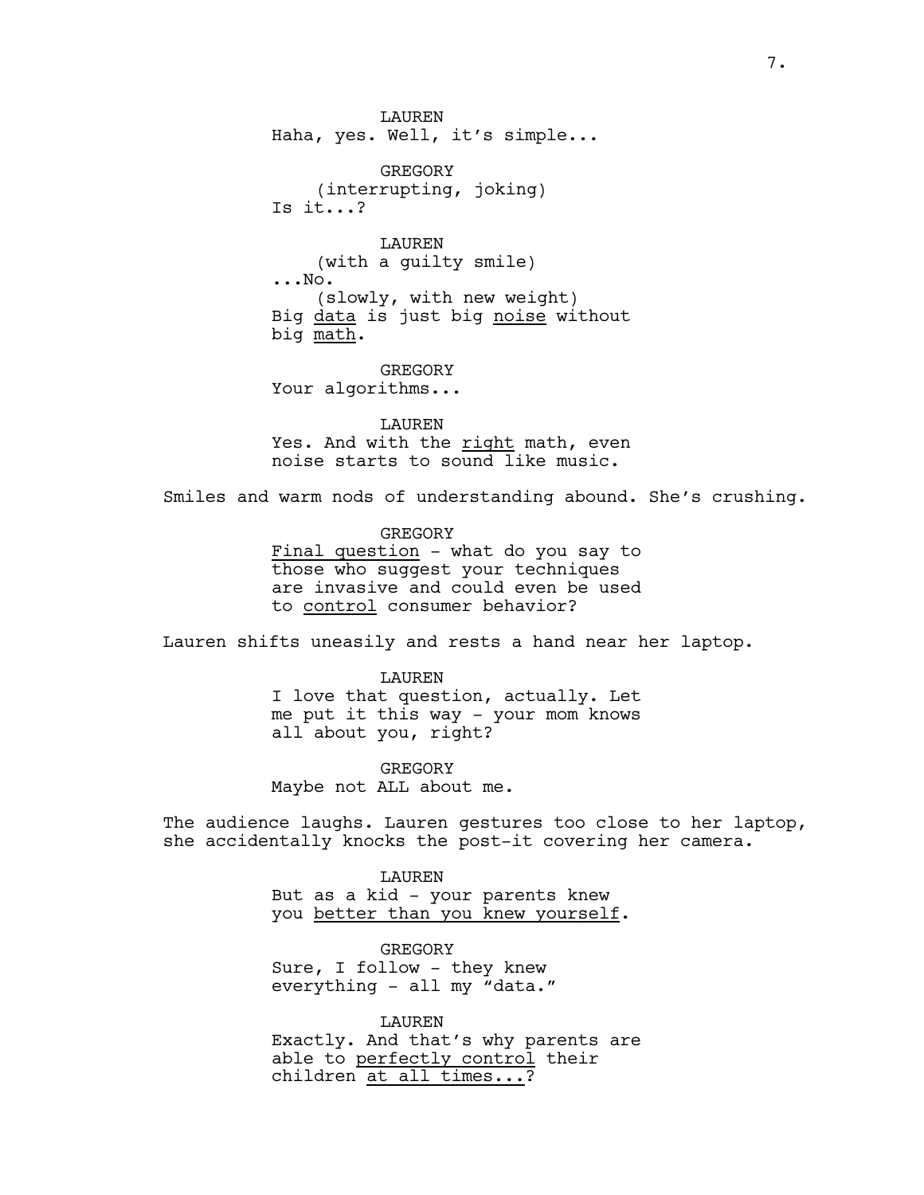LAUREN
Haha, yes. Well, it's simple...

GREGORY
(interrupting, joking)
Is it...?

LAUREN
(with a guilty smile)
...No.
(slowly, with new weight)
Big <u>data</u> is just big <u>noise</u> without big <u>math</u>.

GREGORY
Your algorithms...

LAUREN
Yes. And with the <u>right</u> math, even noise starts to sound like music.

Smiles and warm nods of understanding abound. She's crushing.

GREGORY
<u>Final question</u> - what do you say to those who suggest your techniques are invasive and could even be used to <u>control</u> consumer behavior?

Lauren shifts uneasily and rests a hand near her laptop.

LAUREN
I love that question, actually. Let me put it this way - your mom knows all about you, right?

GREGORY
Maybe not ALL about me.

The audience laughs. Lauren gestures too close to her laptop, she accidentally knocks the post-it covering her camera.

LAUREN
But as a kid - your parents knew you <u>better than you knew yourself</u>.

GREGORY
Sure, I follow - they knew everything - all my "data."

LAUREN
Exactly. And that's why parents are able to <u>perfectly control</u> their children <u>at all times...</u>?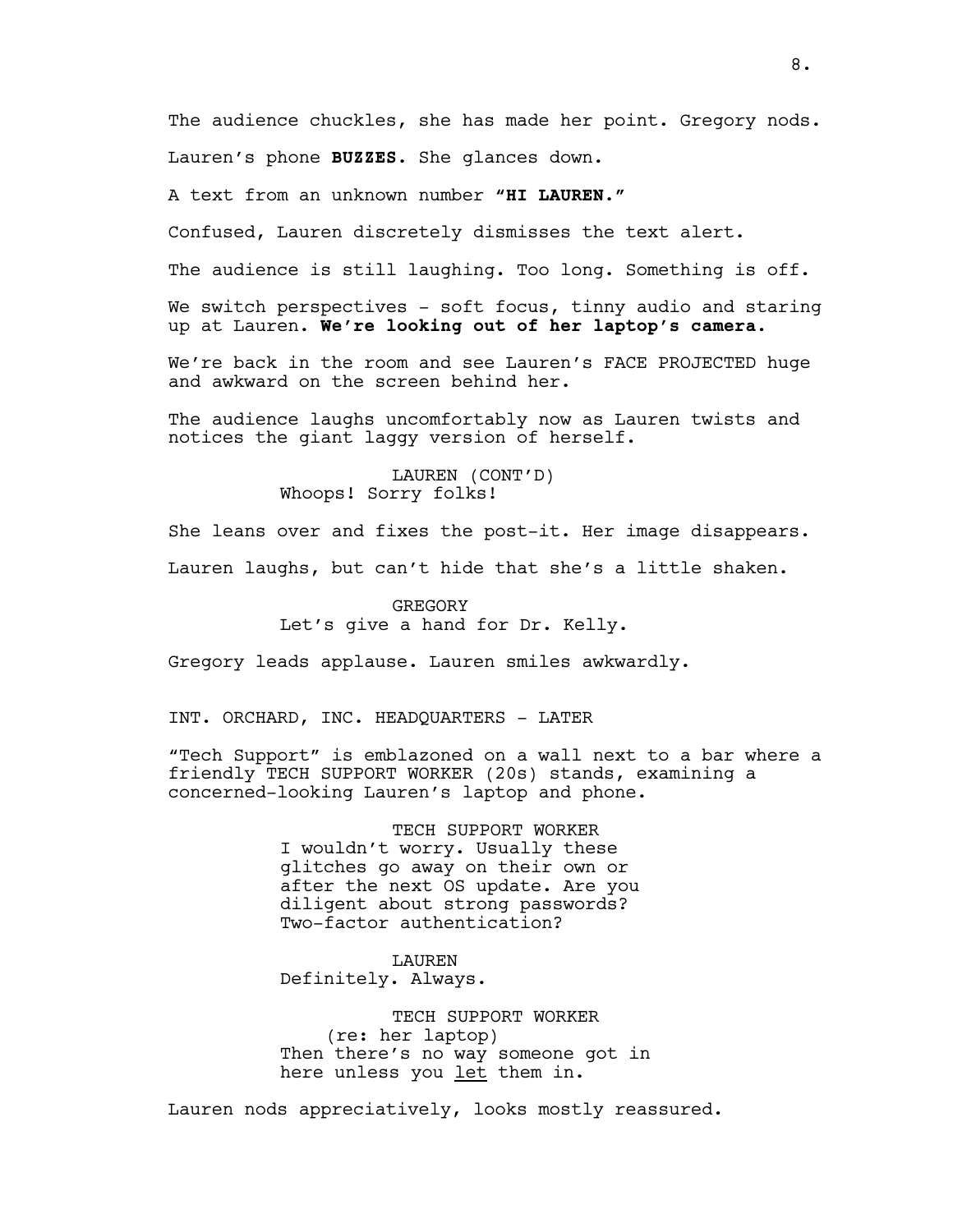The audience chuckles, she has made her point. Gregory nods.

Lauren's phone **BUZZES.** She glances down.

A text from an unknown number **"HI LAUREN."**

Confused, Lauren discretely dismisses the text alert.

The audience is still laughing. Too long. Something is off.

We switch perspectives - soft focus, tinny audio and staring up at Lauren. **We're looking out of her laptop's camera.**

We're back in the room and see Lauren's FACE PROJECTED huge and awkward on the screen behind her.

The audience laughs uncomfortably now as Lauren twists and notices the giant laggy version of herself.

LAUREN (CONT'D)
Whoops! Sorry folks!

She leans over and fixes the post-it. Her image disappears.

Lauren laughs, but can't hide that she's a little shaken.

GREGORY
Let's give a hand for Dr. Kelly.

Gregory leads applause. Lauren smiles awkwardly.

INT. ORCHARD, INC. HEADQUARTERS - LATER

"Tech Support" is emblazoned on a wall next to a bar where a friendly TECH SUPPORT WORKER (20s) stands, examining a concerned-looking Lauren's laptop and phone.

TECH SUPPORT WORKER
I wouldn't worry. Usually these glitches go away on their own or after the next OS update. Are you diligent about strong passwords? Two-factor authentication?

LAUREN
Definitely. Always.

TECH SUPPORT WORKER
(re: her laptop)
Then there's no way someone got in here unless you <u>let</u> them in.

Lauren nods appreciatively, looks mostly reassured.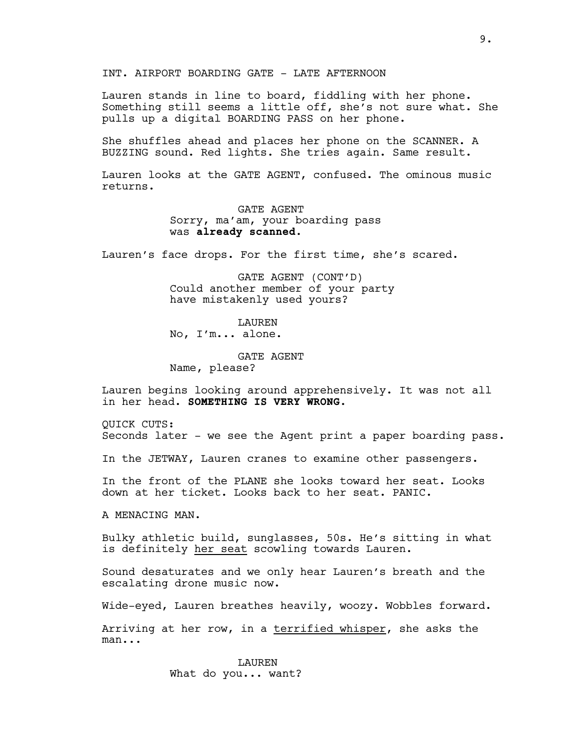INT. AIRPORT BOARDING GATE - LATE AFTERNOON

Lauren stands in line to board, fiddling with her phone. Something still seems a little off, she's not sure what. She pulls up a digital BOARDING PASS on her phone.

She shuffles ahead and places her phone on the SCANNER. A BUZZING sound. Red lights. She tries again. Same result.

Lauren looks at the GATE AGENT, confused. The ominous music returns.

GATE AGENT
Sorry, ma'am, your boarding pass was **already scanned.**

Lauren's face drops. For the first time, she's scared.

GATE AGENT (CONT'D)
Could another member of your party have mistakenly used yours?

LAUREN
No, I'm... alone.

GATE AGENT
Name, please?

Lauren begins looking around apprehensively. It was not all in her head. **SOMETHING IS VERY WRONG.**

QUICK CUTS:
Seconds later - we see the Agent print a paper boarding pass.

In the JETWAY, Lauren cranes to examine other passengers.

In the front of the PLANE she looks toward her seat. Looks down at her ticket. Looks back to her seat. PANIC.

A MENACING MAN.

Bulky athletic build, sunglasses, 50s. He's sitting in what is definitely <u>her seat</u> scowling towards Lauren.

Sound desaturates and we only hear Lauren's breath and the escalating drone music now.

Wide-eyed, Lauren breathes heavily, woozy. Wobbles forward.

Arriving at her row, in a <u>terrified whisper</u>, she asks the man...

LAUREN
What do you... want?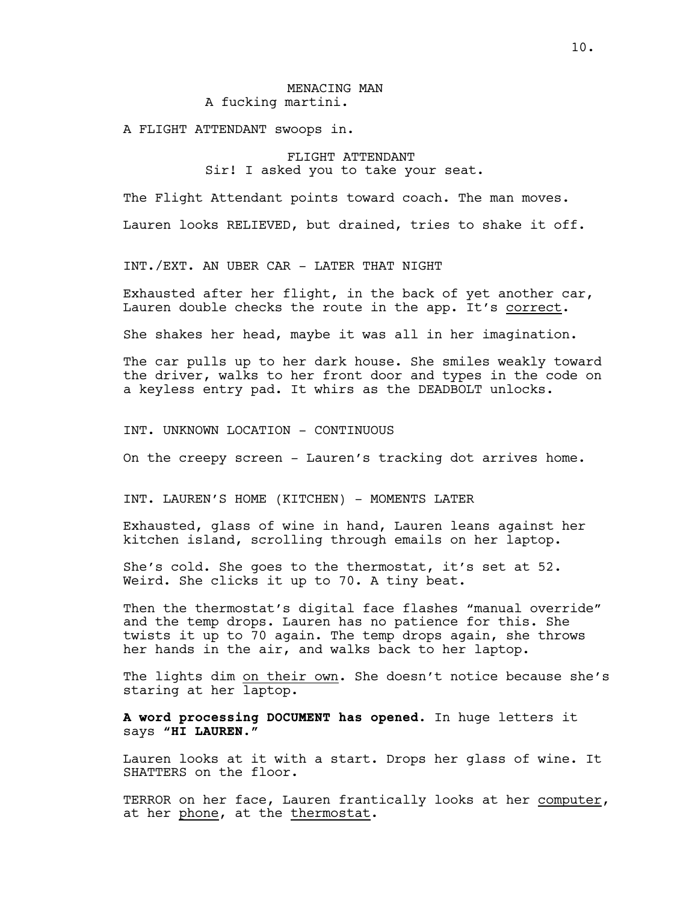MENACING MAN
A fucking martini.

A FLIGHT ATTENDANT swoops in.

FLIGHT ATTENDANT
Sir! I asked you to take your seat.

The Flight Attendant points toward coach. The man moves.

Lauren looks RELIEVED, but drained, tries to shake it off.

INT./EXT. AN UBER CAR - LATER THAT NIGHT

Exhausted after her flight, in the back of yet another car, Lauren double checks the route in the app. It's <u>correct</u>.

She shakes her head, maybe it was all in her imagination.

The car pulls up to her dark house. She smiles weakly toward the driver, walks to her front door and types in the code on a keyless entry pad. It whirs as the DEADBOLT unlocks.

INT. UNKNOWN LOCATION - CONTINUOUS

On the creepy screen - Lauren's tracking dot arrives home.

INT. LAUREN'S HOME (KITCHEN) - MOMENTS LATER

Exhausted, glass of wine in hand, Lauren leans against her kitchen island, scrolling through emails on her laptop.

She's cold. She goes to the thermostat, it's set at 52. Weird. She clicks it up to 70. A tiny beat.

Then the thermostat's digital face flashes "manual override" and the temp drops. Lauren has no patience for this. She twists it up to 70 again. The temp drops again, she throws her hands in the air, and walks back to her laptop.

The lights dim <u>on their own</u>. She doesn't notice because she's staring at her laptop.

**A word processing DOCUMENT has opened.** In huge letters it says **"HI LAUREN."**

Lauren looks at it with a start. Drops her glass of wine. It SHATTERS on the floor.

TERROR on her face, Lauren frantically looks at her <u>computer</u>, at her <u>phone</u>, at the <u>thermostat</u>.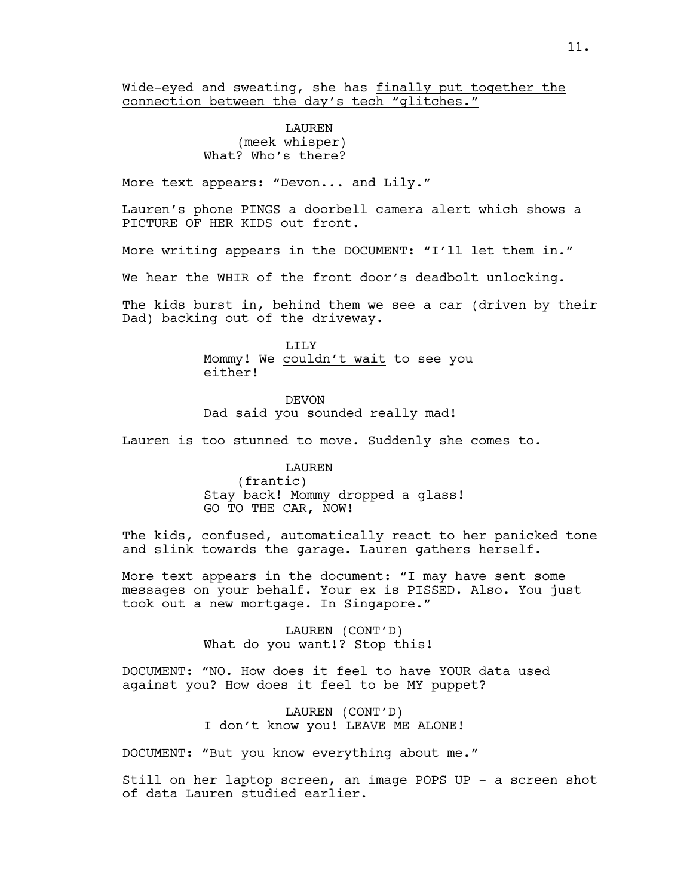Wide-eyed and sweating, she has <u>finally put together the connection between the day's tech "glitches."</u>

LAUREN
(meek whisper)
What? Who's there?

More text appears: "Devon... and Lily."

Lauren's phone PINGS a doorbell camera alert which shows a PICTURE OF HER KIDS out front.

More writing appears in the DOCUMENT: "I'll let them in."

We hear the WHIR of the front door's deadbolt unlocking.

The kids burst in, behind them we see a car (driven by their Dad) backing out of the driveway.

LILY
Mommy! We <u>couldn't wait</u> to see you <u>either</u>!

DEVON
Dad said you sounded really mad!

Lauren is too stunned to move. Suddenly she comes to.

LAUREN
(frantic)
Stay back! Mommy dropped a glass!
GO TO THE CAR, NOW!

The kids, confused, automatically react to her panicked tone and slink towards the garage. Lauren gathers herself.

More text appears in the document: "I may have sent some messages on your behalf. Your ex is PISSED. Also. You just took out a new mortgage. In Singapore."

LAUREN (CONT'D)
What do you want!? Stop this!

DOCUMENT: "NO. How does it feel to have YOUR data used against you? How does it feel to be MY puppet?

LAUREN (CONT'D)
I don't know you! LEAVE ME ALONE!

DOCUMENT: "But you know everything about me."

Still on her laptop screen, an image POPS UP - a screen shot of data Lauren studied earlier.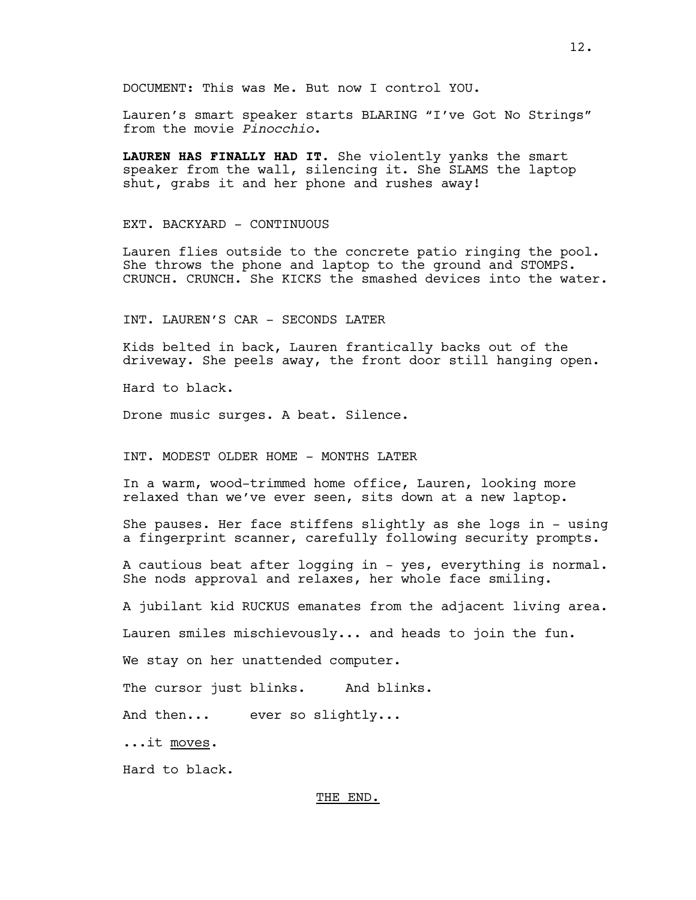DOCUMENT: This was Me. But now I control YOU.

Lauren's smart speaker starts BLARING "I've Got No Strings" from the movie *Pinocchio*.

**LAUREN HAS FINALLY HAD IT.** She violently yanks the smart speaker from the wall, silencing it. She SLAMS the laptop shut, grabs it and her phone and rushes away!

EXT. BACKYARD - CONTINUOUS

Lauren flies outside to the concrete patio ringing the pool. She throws the phone and laptop to the ground and STOMPS. CRUNCH. CRUNCH. She KICKS the smashed devices into the water.

INT. LAUREN'S CAR - SECONDS LATER

Kids belted in back, Lauren frantically backs out of the driveway. She peels away, the front door still hanging open.

Hard to black.

Drone music surges. A beat. Silence.

INT. MODEST OLDER HOME - MONTHS LATER

In a warm, wood-trimmed home office, Lauren, looking more relaxed than we've ever seen, sits down at a new laptop.

She pauses. Her face stiffens slightly as she logs in - using a fingerprint scanner, carefully following security prompts.

A cautious beat after logging in - yes, everything is normal. She nods approval and relaxes, her whole face smiling.

A jubilant kid RUCKUS emanates from the adjacent living area.

Lauren smiles mischievously... and heads to join the fun.

We stay on her unattended computer.

The cursor just blinks.     And blinks.

And then...     ever so slightly...

...it <u>moves</u>.

Hard to black.

<u>THE END.</u>